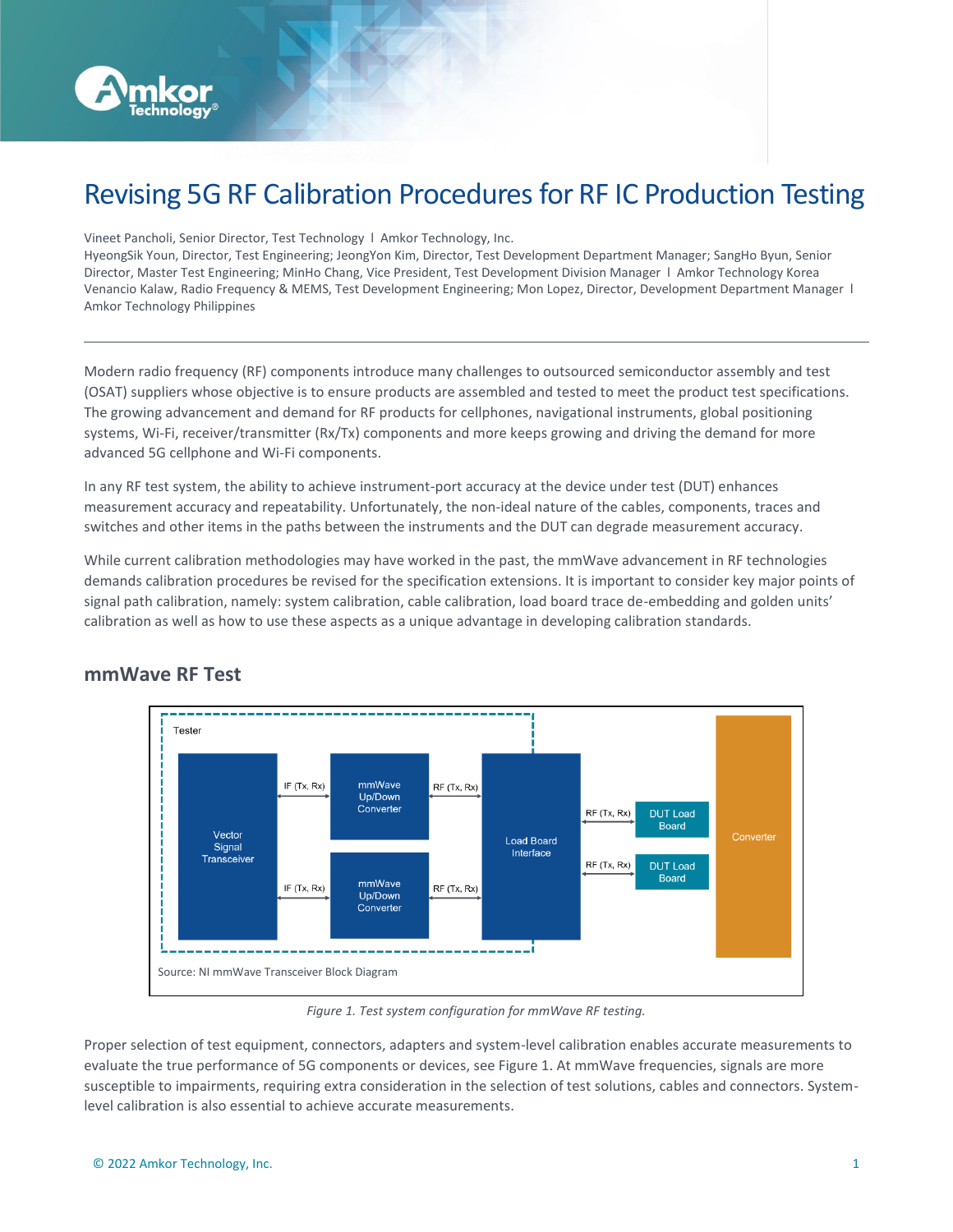# Revising 5G RF Calibration Procedures for RF IC Production Testing

Vineet Pancholi, Senior Director, Test Technology I Amkor Technology, Inc.
HyeongSik Youn, Director, Test Engineering; JeongYon Kim, Director, Test Development Department Manager; SangHo Byun, Senior Director, Master Test Engineering; MinHo Chang, Vice President, Test Development Division Manager I Amkor Technology Korea
Venancio Kalaw, Radio Frequency & MEMS, Test Development Engineering; Mon Lopez, Director, Development Department Manager I Amkor Technology Philippines

---

Modern radio frequency (RF) components introduce many challenges to outsourced semiconductor assembly and test (OSAT) suppliers whose objective is to ensure products are assembled and tested to meet the product test specifications. The growing advancement and demand for RF products for cellphones, navigational instruments, global positioning systems, Wi-Fi, receiver/transmitter (Rx/Tx) components and more keeps growing and driving the demand for more advanced 5G cellphone and Wi-Fi components.

In any RF test system, the ability to achieve instrument-port accuracy at the device under test (DUT) enhances measurement accuracy and repeatability. Unfortunately, the non-ideal nature of the cables, components, traces and switches and other items in the paths between the instruments and the DUT can degrade measurement accuracy.

While current calibration methodologies may have worked in the past, the mmWave advancement in RF technologies demands calibration procedures be revised for the specification extensions. It is important to consider key major points of signal path calibration, namely: system calibration, cable calibration, load board trace de-embedding and golden units' calibration as well as how to use these aspects as a unique advantage in developing calibration standards.

## mmWave RF Test

Tester

Vector Signal Transceiver

IF (Tx, Rx)

mmWave Up/Down Converter

RF (Tx, Rx)

Load Board Interface

RF (Tx, Rx)

DUT Load Board

Converter

Source: NI mmWave Transceiver Block Diagram

*Figure 1. Test system configuration for mmWave RF testing.*

Proper selection of test equipment, connectors, adapters and system-level calibration enables accurate measurements to evaluate the true performance of 5G components or devices, see Figure 1. At mmWave frequencies, signals are more susceptible to impairments, requiring extra consideration in the selection of test solutions, cables and connectors. System-level calibration is also essential to achieve accurate measurements.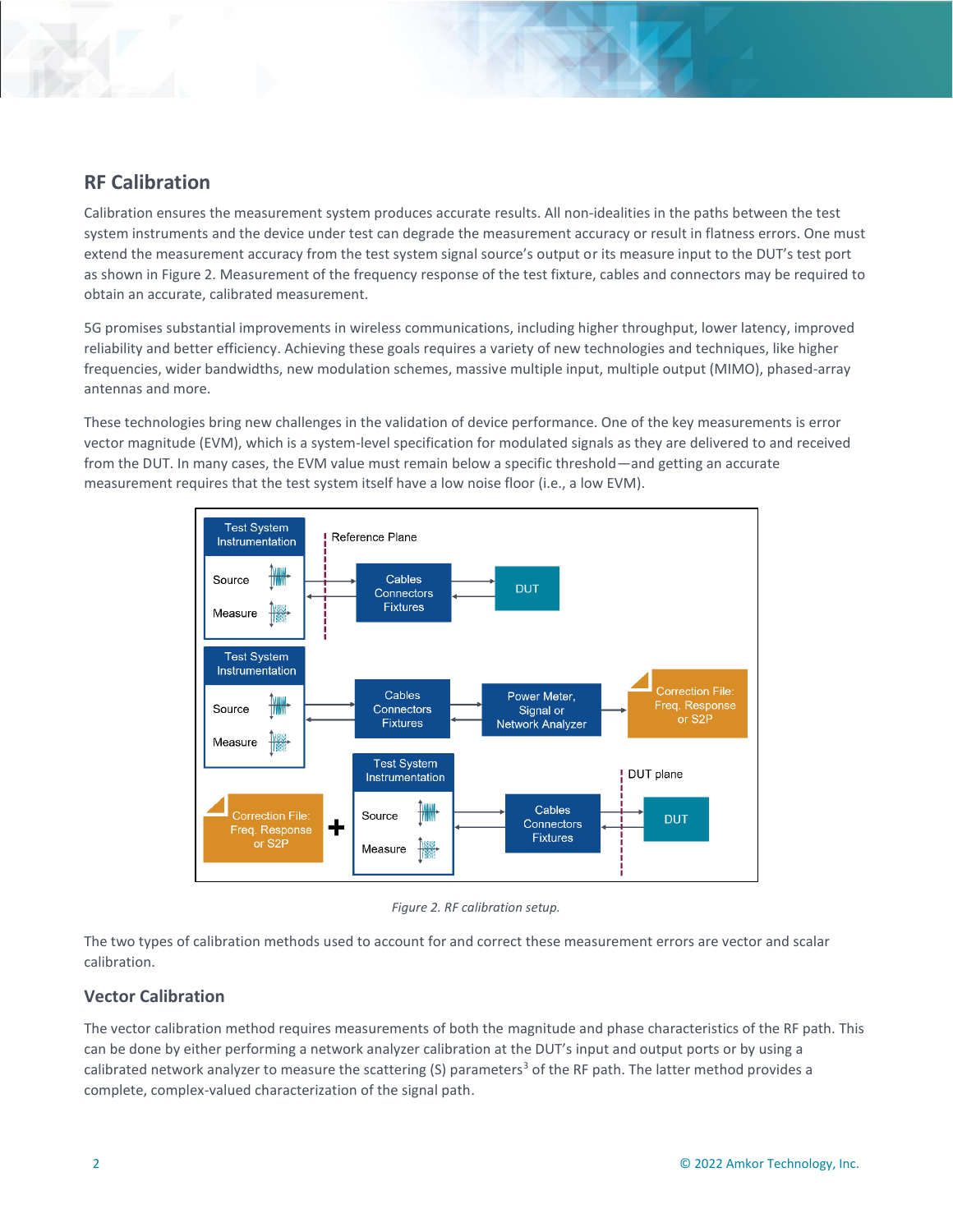## RF Calibration

Calibration ensures the measurement system produces accurate results. All non-idealities in the paths between the test system instruments and the device under test can degrade the measurement accuracy or result in flatness errors. One must extend the measurement accuracy from the test system signal source's output or its measure input to the DUT's test port as shown in Figure 2. Measurement of the frequency response of the test fixture, cables and connectors may be required to obtain an accurate, calibrated measurement.

5G promises substantial improvements in wireless communications, including higher throughput, lower latency, improved reliability and better efficiency. Achieving these goals requires a variety of new technologies and techniques, like higher frequencies, wider bandwidths, new modulation schemes, massive multiple input, multiple output (MIMO), phased-array antennas and more.

These technologies bring new challenges in the validation of device performance. One of the key measurements is error vector magnitude (EVM), which is a system-level specification for modulated signals as they are delivered to and received from the DUT. In many cases, the EVM value must remain below a specific threshold—and getting an accurate measurement requires that the test system itself have a low noise floor (i.e., a low EVM).

*Figure 2. RF calibration setup.*

The two types of calibration methods used to account for and correct these measurement errors are vector and scalar calibration.

### Vector Calibration

The vector calibration method requires measurements of both the magnitude and phase characteristics of the RF path. This can be done by either performing a network analyzer calibration at the DUT's input and output ports or by using a calibrated network analyzer to measure the scattering (S) parameters[3] of the RF path. The latter method provides a complete, complex-valued characterization of the signal path.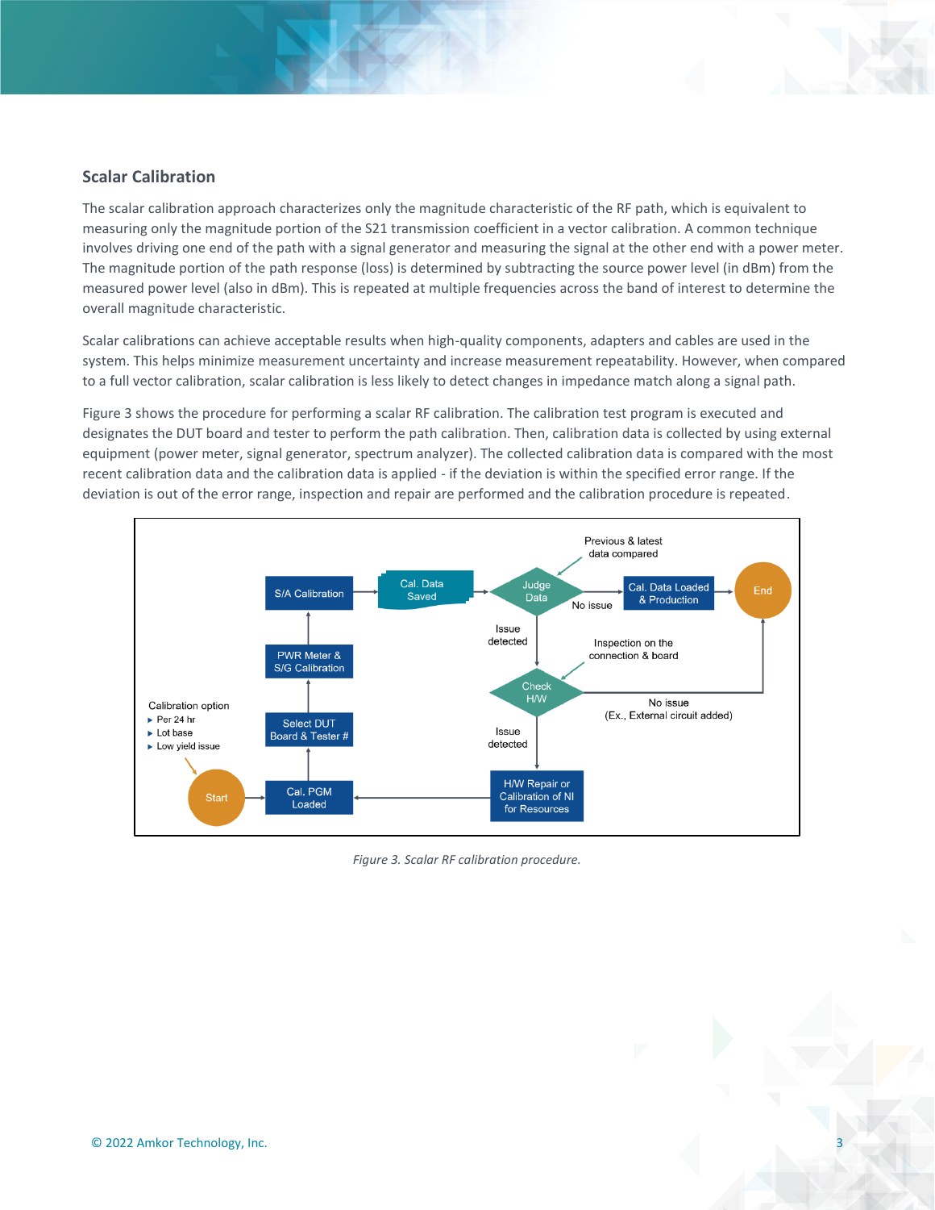## Scalar Calibration

The scalar calibration approach characterizes only the magnitude characteristic of the RF path, which is equivalent to measuring only the magnitude portion of the S21 transmission coefficient in a vector calibration. A common technique involves driving one end of the path with a signal generator and measuring the signal at the other end with a power meter. The magnitude portion of the path response (loss) is determined by subtracting the source power level (in dBm) from the measured power level (also in dBm). This is repeated at multiple frequencies across the band of interest to determine the overall magnitude characteristic.

Scalar calibrations can achieve acceptable results when high-quality components, adapters and cables are used in the system. This helps minimize measurement uncertainty and increase measurement repeatability. However, when compared to a full vector calibration, scalar calibration is less likely to detect changes in impedance match along a signal path.

Figure 3 shows the procedure for performing a scalar RF calibration. The calibration test program is executed and designates the DUT board and tester to perform the path calibration. Then, calibration data is collected by using external equipment (power meter, signal generator, spectrum analyzer). The collected calibration data is compared with the most recent calibration data and the calibration data is applied - if the deviation is within the specified error range. If the deviation is out of the error range, inspection and repair are performed and the calibration procedure is repeated.

*Figure 3. Scalar RF calibration procedure.*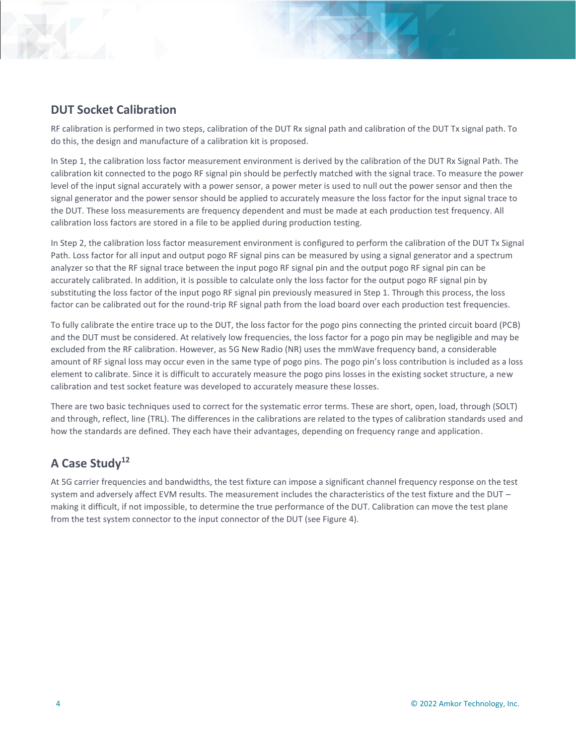## DUT Socket Calibration

RF calibration is performed in two steps, calibration of the DUT Rx signal path and calibration of the DUT Tx signal path. To do this, the design and manufacture of a calibration kit is proposed.

In Step 1, the calibration loss factor measurement environment is derived by the calibration of the DUT Rx Signal Path. The calibration kit connected to the pogo RF signal pin should be perfectly matched with the signal trace. To measure the power level of the input signal accurately with a power sensor, a power meter is used to null out the power sensor and then the signal generator and the power sensor should be applied to accurately measure the loss factor for the input signal trace to the DUT. These loss measurements are frequency dependent and must be made at each production test frequency. All calibration loss factors are stored in a file to be applied during production testing.

In Step 2, the calibration loss factor measurement environment is configured to perform the calibration of the DUT Tx Signal Path. Loss factor for all input and output pogo RF signal pins can be measured by using a signal generator and a spectrum analyzer so that the RF signal trace between the input pogo RF signal pin and the output pogo RF signal pin can be accurately calibrated. In addition, it is possible to calculate only the loss factor for the output pogo RF signal pin by substituting the loss factor of the input pogo RF signal pin previously measured in Step 1. Through this process, the loss factor can be calibrated out for the round-trip RF signal path from the load board over each production test frequencies.

To fully calibrate the entire trace up to the DUT, the loss factor for the pogo pins connecting the printed circuit board (PCB) and the DUT must be considered. At relatively low frequencies, the loss factor for a pogo pin may be negligible and may be excluded from the RF calibration. However, as 5G New Radio (NR) uses the mmWave frequency band, a considerable amount of RF signal loss may occur even in the same type of pogo pins. The pogo pin's loss contribution is included as a loss element to calibrate. Since it is difficult to accurately measure the pogo pins losses in the existing socket structure, a new calibration and test socket feature was developed to accurately measure these losses.

There are two basic techniques used to correct for the systematic error terms. These are short, open, load, through (SOLT) and through, reflect, line (TRL). The differences in the calibrations are related to the types of calibration standards used and how the standards are defined. They each have their advantages, depending on frequency range and application.

## A Case Study[12]

At 5G carrier frequencies and bandwidths, the test fixture can impose a significant channel frequency response on the test system and adversely affect EVM results. The measurement includes the characteristics of the test fixture and the DUT – making it difficult, if not impossible, to determine the true performance of the DUT. Calibration can move the test plane from the test system connector to the input connector of the DUT (see Figure 4).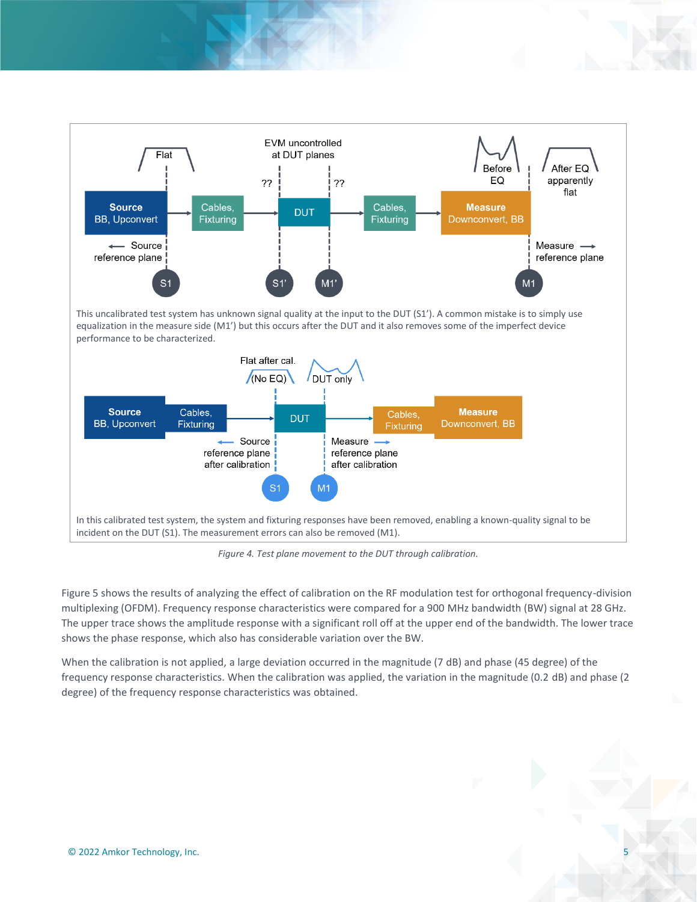This uncalibrated test system has unknown signal quality at the input to the DUT (S1'). A common mistake is to simply use equalization in the measure side (M1') but this occurs after the DUT and it also removes some of the imperfect device performance to be characterized.

In this calibrated test system, the system and fixturing responses have been removed, enabling a known-quality signal to be incident on the DUT (S1). The measurement errors can also be removed (M1).

*Figure 4. Test plane movement to the DUT through calibration.*

Figure 5 shows the results of analyzing the effect of calibration on the RF modulation test for orthogonal frequency-division multiplexing (OFDM). Frequency response characteristics were compared for a 900 MHz bandwidth (BW) signal at 28 GHz. The upper trace shows the amplitude response with a significant roll off at the upper end of the bandwidth. The lower trace shows the phase response, which also has considerable variation over the BW.

When the calibration is not applied, a large deviation occurred in the magnitude (7 dB) and phase (45 degree) of the frequency response characteristics. When the calibration was applied, the variation in the magnitude (0.2 dB) and phase (2 degree) of the frequency response characteristics was obtained.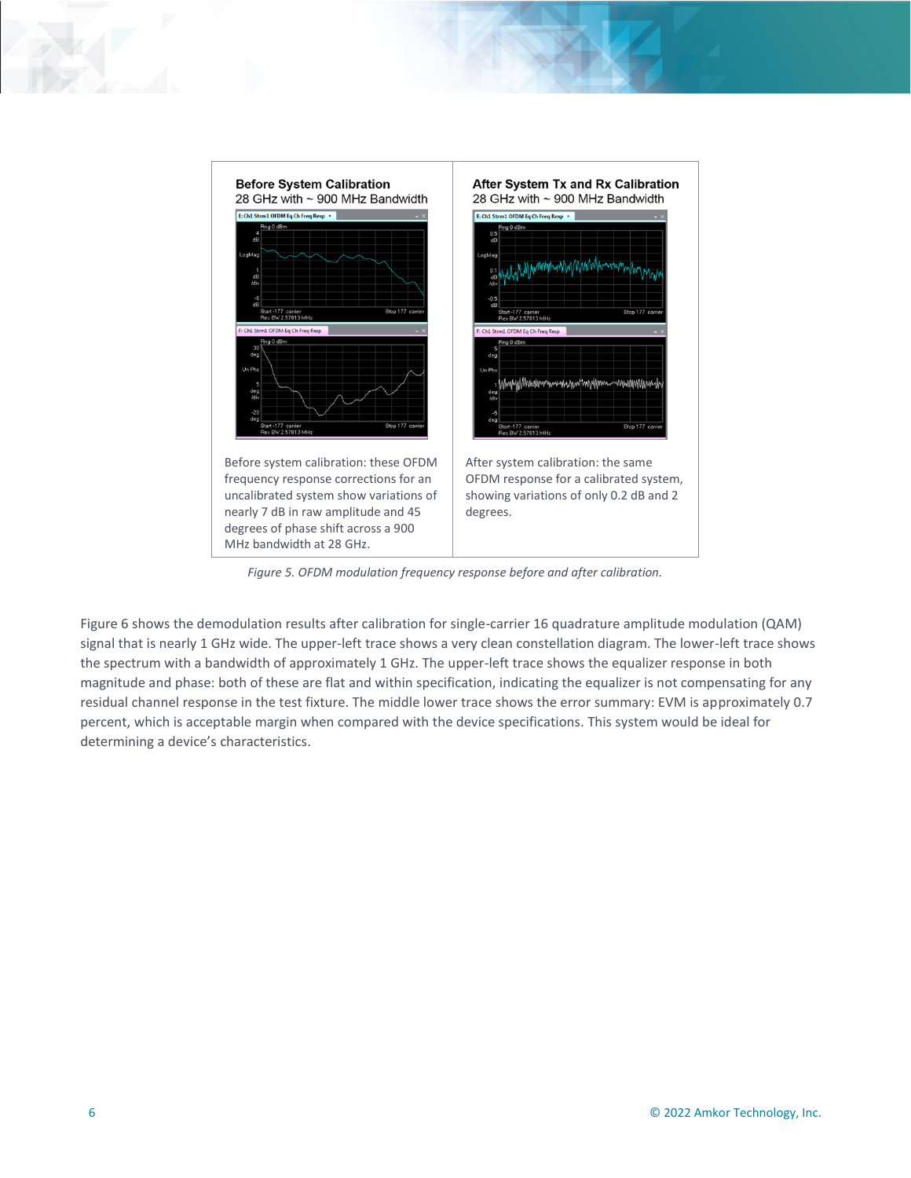| **Before System Calibration**<br>28 GHz with ~ 900 MHz Bandwidth | **After System Tx and Rx Calibration**<br>28 GHz with ~ 900 MHz Bandwidth |
| --- | --- |
| Before system calibration: these OFDM frequency response corrections for an uncalibrated system show variations of nearly 7 dB in raw amplitude and 45 degrees of phase shift across a 900 MHz bandwidth at 28 GHz. | After system calibration: the same OFDM response for a calibrated system, showing variations of only 0.2 dB and 2 degrees. |

*Figure 5. OFDM modulation frequency response before and after calibration.*

Figure 6 shows the demodulation results after calibration for single-carrier 16 quadrature amplitude modulation (QAM) signal that is nearly 1 GHz wide. The upper-left trace shows a very clean constellation diagram. The lower-left trace shows the spectrum with a bandwidth of approximately 1 GHz. The upper-left trace shows the equalizer response in both magnitude and phase: both of these are flat and within specification, indicating the equalizer is not compensating for any residual channel response in the test fixture. The middle lower trace shows the error summary: EVM is approximately 0.7 percent, which is acceptable margin when compared with the device specifications. This system would be ideal for determining a device's characteristics.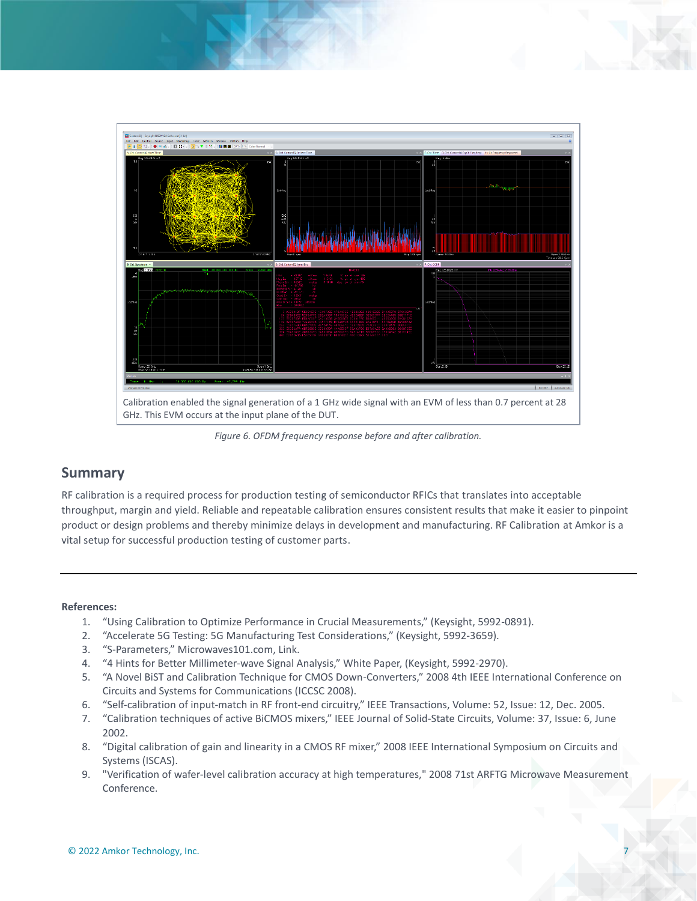Calibration enabled the signal generation of a 1 GHz wide signal with an EVM of less than 0.7 percent at 28 GHz. This EVM occurs at the input plane of the DUT.

*Figure 6. OFDM frequency response before and after calibration.*

## Summary

RF calibration is a required process for production testing of semiconductor RFICs that translates into acceptable throughput, margin and yield. Reliable and repeatable calibration ensures consistent results that make it easier to pinpoint product or design problems and thereby minimize delays in development and manufacturing. RF Calibration at Amkor is a vital setup for successful production testing of customer parts.

---

**References:**

1. "Using Calibration to Optimize Performance in Crucial Measurements," (Keysight, 5992-0891).
2. "Accelerate 5G Testing: 5G Manufacturing Test Considerations," (Keysight, 5992-3659).
3. "S-Parameters," Microwaves101.com, Link.
4. "4 Hints for Better Millimeter-wave Signal Analysis," White Paper, (Keysight, 5992-2970).
5. "A Novel BiST and Calibration Technique for CMOS Down-Converters," 2008 4th IEEE International Conference on Circuits and Systems for Communications (ICCSC 2008).
6. "Self-calibration of input-match in RF front-end circuitry," IEEE Transactions, Volume: 52, Issue: 12, Dec. 2005.
7. "Calibration techniques of active BiCMOS mixers," IEEE Journal of Solid-State Circuits, Volume: 37, Issue: 6, June 2002.
8. "Digital calibration of gain and linearity in a CMOS RF mixer," 2008 IEEE International Symposium on Circuits and Systems (ISCAS).
9. "Verification of wafer-level calibration accuracy at high temperatures," 2008 71st ARFTG Microwave Measurement Conference.

© 2022 Amkor Technology, Inc.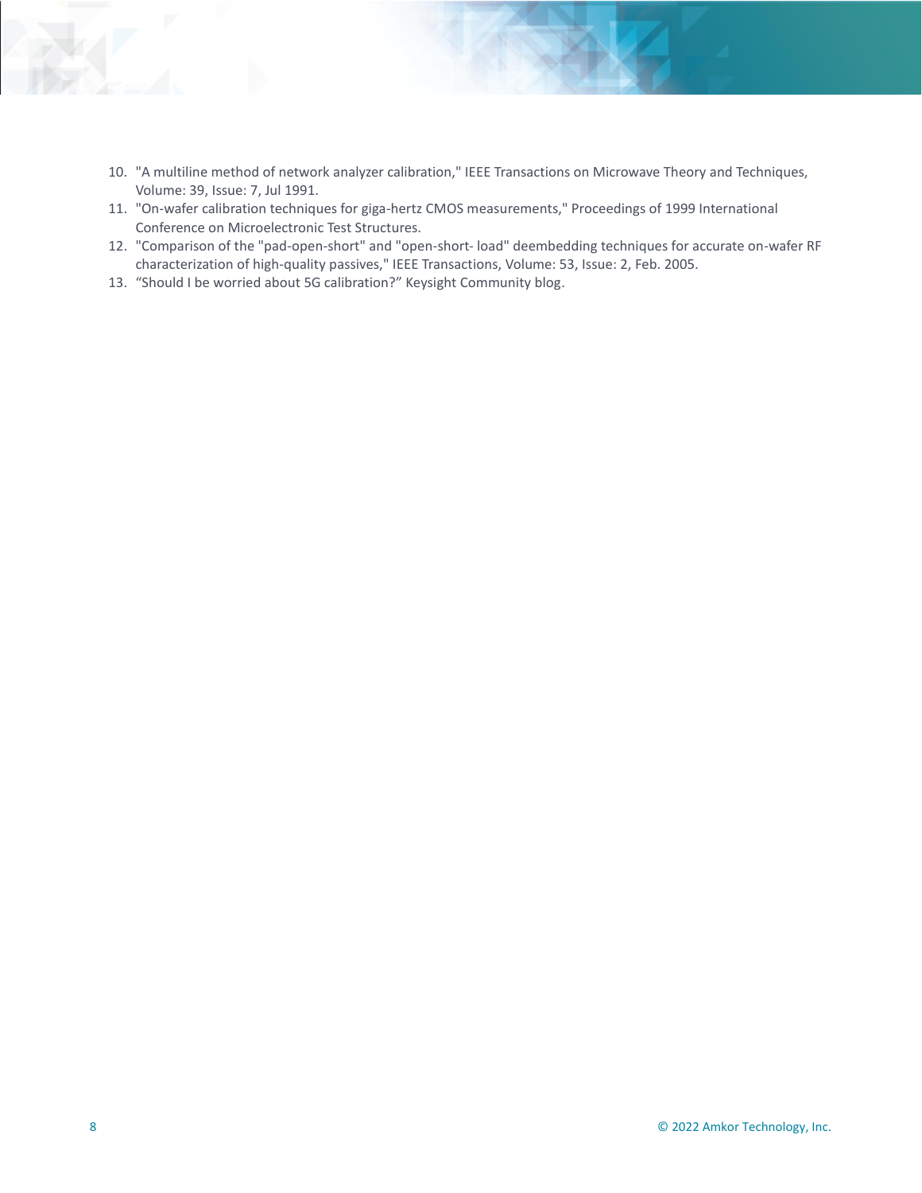10. "A multiline method of network analyzer calibration," IEEE Transactions on Microwave Theory and Techniques, Volume: 39, Issue: 7, Jul 1991.
11. "On-wafer calibration techniques for giga-hertz CMOS measurements," Proceedings of 1999 International Conference on Microelectronic Test Structures.
12. "Comparison of the "pad-open-short" and "open-short- load" deembedding techniques for accurate on-wafer RF characterization of high-quality passives," IEEE Transactions, Volume: 53, Issue: 2, Feb. 2005.
13. “Should I be worried about 5G calibration?” Keysight Community blog.